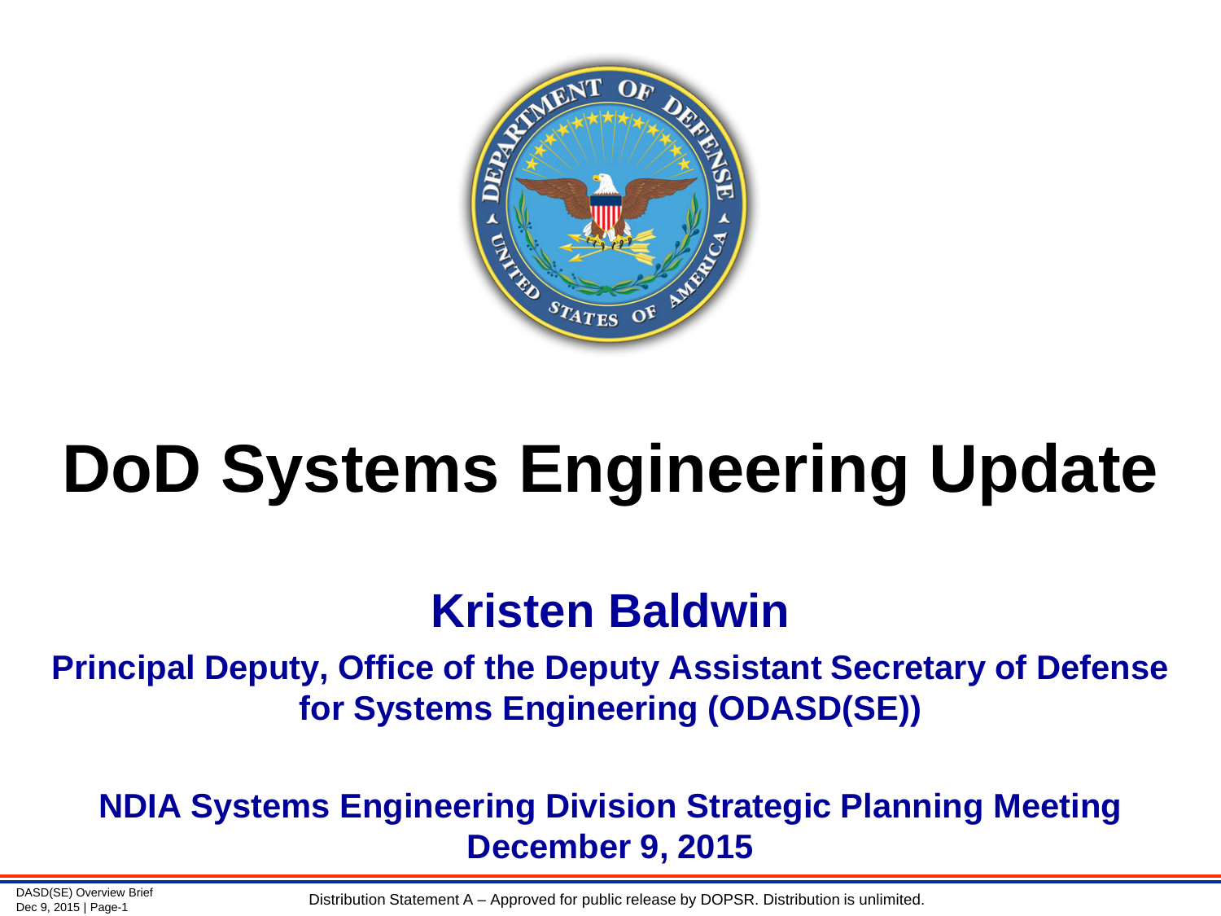# DoD Systems Engineering Update

## Kristen Baldwin

**Principal Deputy, Office of the Deputy Assistant Secretary of Defense for Systems Engineering (ODASD(SE))**

**NDIA Systems Engineering Division Strategic Planning Meeting**
**December 9, 2015**

Distribution Statement A – Approved for public release by DOPSR. Distribution is unlimited.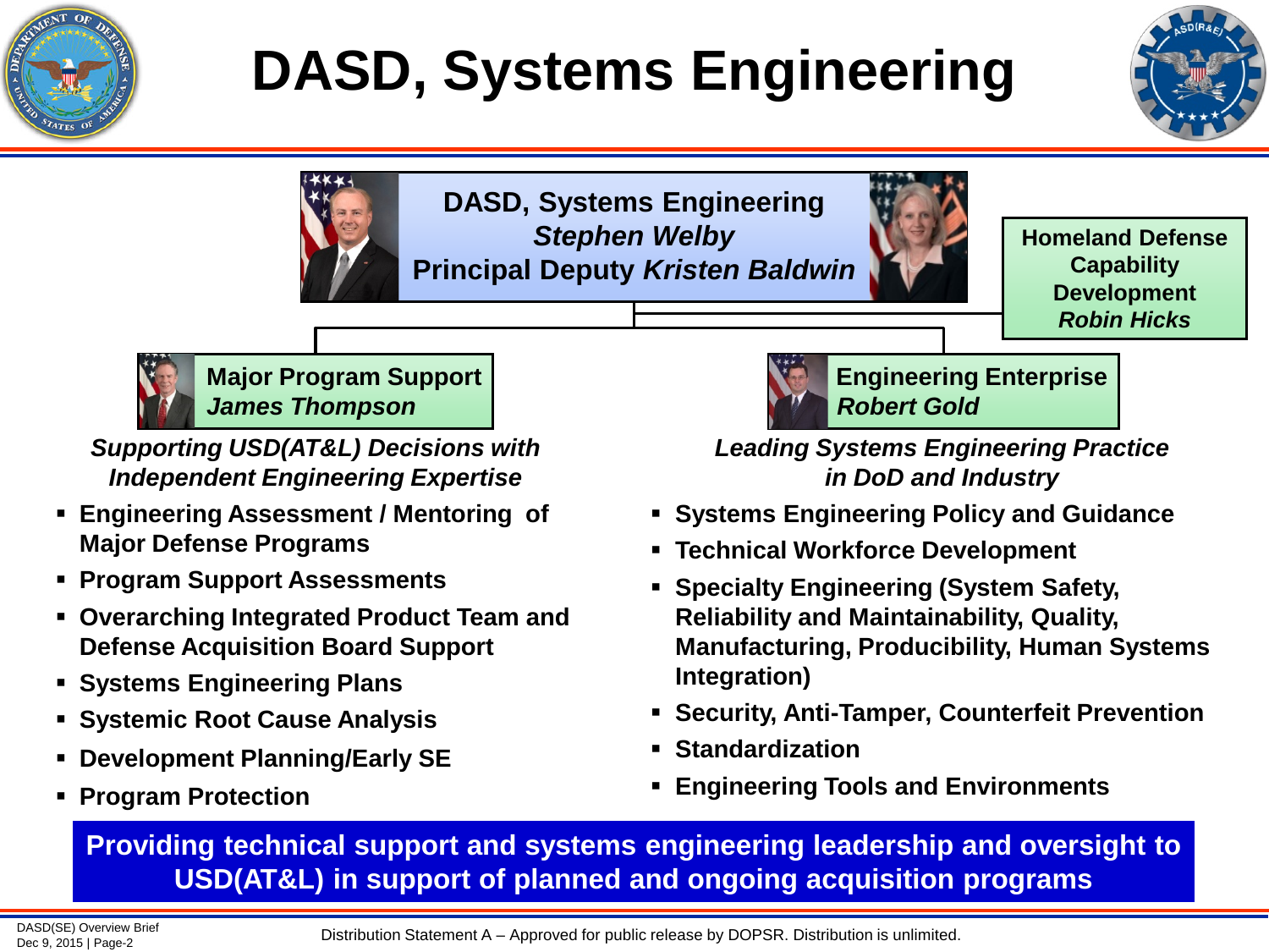# DASD, Systems Engineering

**DASD, Systems Engineering**
***Stephen Welby***
**Principal Deputy *Kristen Baldwin***

**Homeland Defense Capability Development**
***Robin Hicks***

## Major Program Support — *James Thompson*

***Supporting USD(AT&L) Decisions with Independent Engineering Expertise***

- **Engineering Assessment / Mentoring of Major Defense Programs**
- **Program Support Assessments**
- **Overarching Integrated Product Team and Defense Acquisition Board Support**
- **Systems Engineering Plans**
- **Systemic Root Cause Analysis**
- **Development Planning/Early SE**
- **Program Protection**

## Engineering Enterprise — *Robert Gold*

***Leading Systems Engineering Practice in DoD and Industry***

- **Systems Engineering Policy and Guidance**
- **Technical Workforce Development**
- **Specialty Engineering (System Safety, Reliability and Maintainability, Quality, Manufacturing, Producibility, Human Systems Integration)**
- **Security, Anti-Tamper, Counterfeit Prevention**
- **Standardization**
- **Engineering Tools and Environments**

**Providing technical support and systems engineering leadership and oversight to USD(AT&L) in support of planned and ongoing acquisition programs**

Distribution Statement A – Approved for public release by DOPSR. Distribution is unlimited.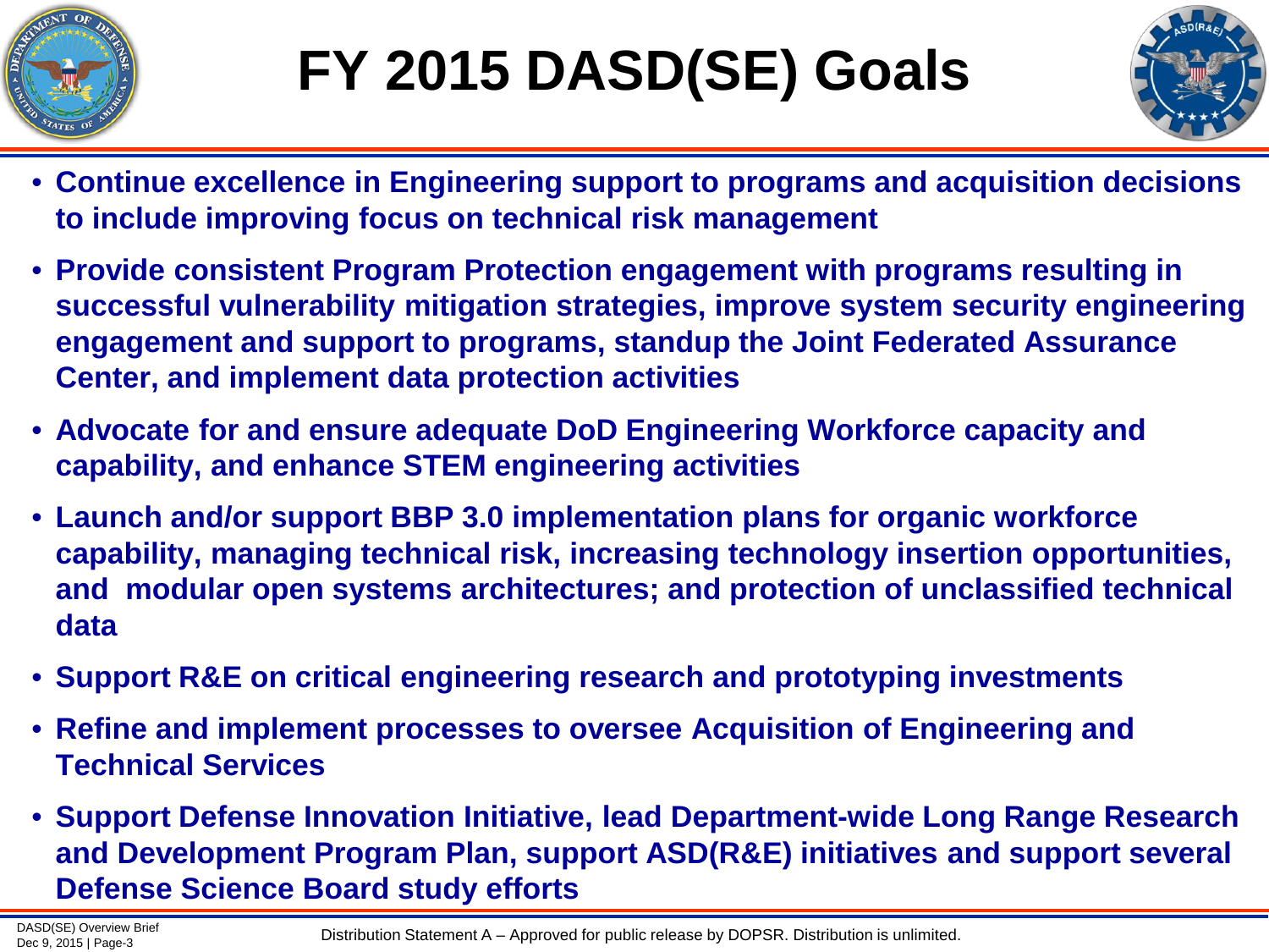# FY 2015 DASD(SE) Goals

- **Continue excellence in Engineering support to programs and acquisition decisions to include improving focus on technical risk management**
- **Provide consistent Program Protection engagement with programs resulting in successful vulnerability mitigation strategies, improve system security engineering engagement and support to programs, standup the Joint Federated Assurance Center, and implement data protection activities**
- **Advocate for and ensure adequate DoD Engineering Workforce capacity and capability, and enhance STEM engineering activities**
- **Launch and/or support BBP 3.0 implementation plans for organic workforce capability, managing technical risk, increasing technology insertion opportunities, and modular open systems architectures; and protection of unclassified technical data**
- **Support R&E on critical engineering research and prototyping investments**
- **Refine and implement processes to oversee Acquisition of Engineering and Technical Services**
- **Support Defense Innovation Initiative, lead Department-wide Long Range Research and Development Program Plan, support ASD(R&E) initiatives and support several Defense Science Board study efforts**

Distribution Statement A – Approved for public release by DOPSR. Distribution is unlimited.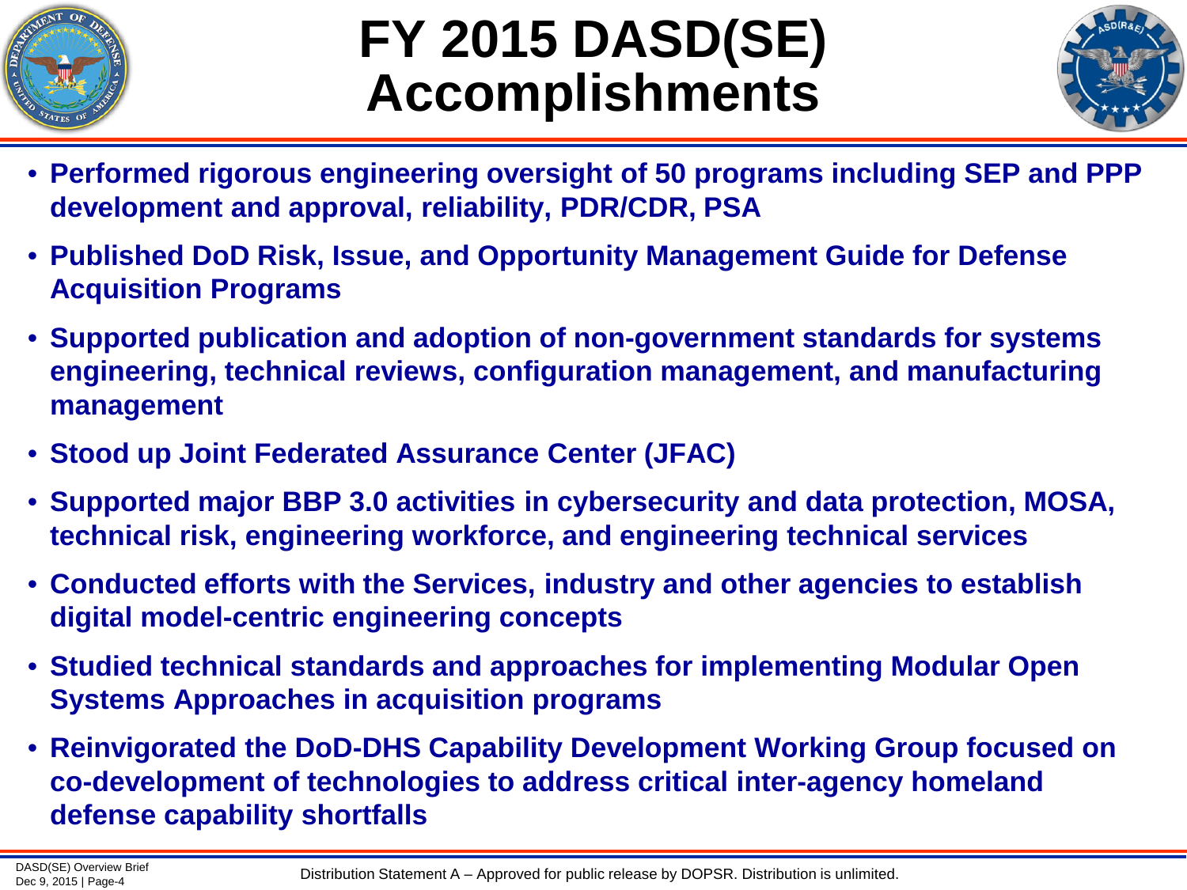# FY 2015 DASD(SE) Accomplishments

- **Performed rigorous engineering oversight of 50 programs including SEP and PPP development and approval, reliability, PDR/CDR, PSA**
- **Published DoD Risk, Issue, and Opportunity Management Guide for Defense Acquisition Programs**
- **Supported publication and adoption of non-government standards for systems engineering, technical reviews, configuration management, and manufacturing management**
- **Stood up Joint Federated Assurance Center (JFAC)**
- **Supported major BBP 3.0 activities in cybersecurity and data protection, MOSA, technical risk, engineering workforce, and engineering technical services**
- **Conducted efforts with the Services, industry and other agencies to establish digital model-centric engineering concepts**
- **Studied technical standards and approaches for implementing Modular Open Systems Approaches in acquisition programs**
- **Reinvigorated the DoD-DHS Capability Development Working Group focused on co-development of technologies to address critical inter-agency homeland defense capability shortfalls**

Distribution Statement A – Approved for public release by DOPSR. Distribution is unlimited.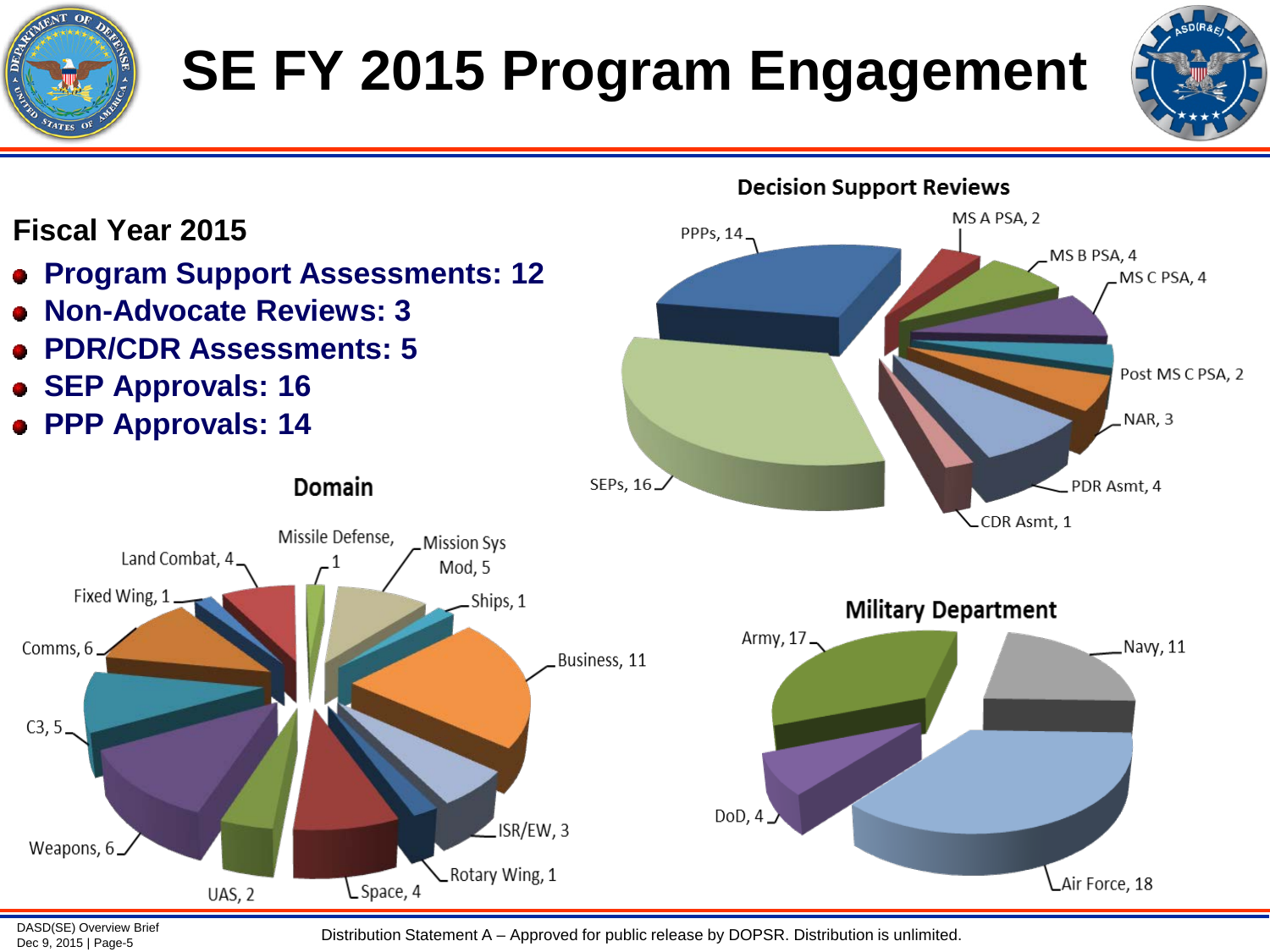# SE FY 2015 Program Engagement

**Fiscal Year 2015**

- **Program Support Assessments: 12**
- **Non-Advocate Reviews: 3**
- **PDR/CDR Assessments: 5**
- **SEP Approvals: 16**
- **PPP Approvals: 14**

## Decision Support Reviews

| Category | Count |
| --- | --- |
| PPPs | 14 |
| MS A PSA | 2 |
| MS B PSA | 4 |
| MS C PSA | 4 |
| Post MS C PSA | 2 |
| NAR | 3 |
| PDR Asmt | 4 |
| CDR Asmt | 1 |
| SEPs | 16 |

## Domain

| Domain | Count |
| --- | --- |
| Missile Defense | 1 |
| Mission Sys Mod | 5 |
| Ships | 1 |
| Business | 11 |
| ISR/EW | 3 |
| Rotary Wing | 1 |
| Space | 4 |
| UAS | 2 |
| Weapons | 6 |
| C3 | 5 |
| Comms | 6 |
| Fixed Wing | 1 |
| Land Combat | 4 |

## Military Department

| Department | Count |
| --- | --- |
| Army | 17 |
| Navy | 11 |
| Air Force | 18 |
| DoD | 4 |

Distribution Statement A – Approved for public release by DOPSR. Distribution is unlimited.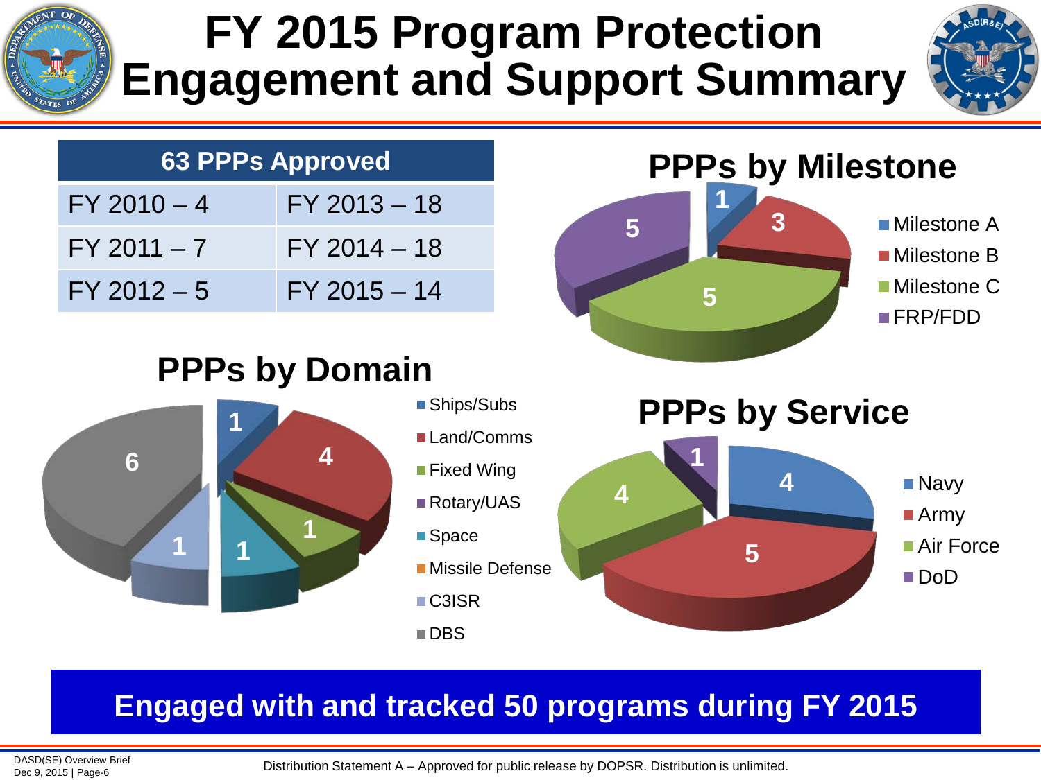# FY 2015 Program Protection Engagement and Support Summary

| 63 PPPs Approved | |
|---|---|
| FY 2010 – 4 | FY 2013 – 18 |
| FY 2011 – 7 | FY 2014 – 18 |
| FY 2012 – 5 | FY 2015 – 14 |

## PPPs by Milestone

| Milestone | Count |
|---|---|
| Milestone A | 1 |
| Milestone B | 3 |
| Milestone C | 5 |
| FRP/FDD | 5 |

## PPPs by Domain

| Domain | Count |
|---|---|
| Ships/Subs | 1 |
| Land/Comms | 4 |
| Fixed Wing | 1 |
| Rotary/UAS | |
| Space | 1 |
| Missile Defense | |
| C3ISR | 1 |
| DBS | 6 |

## PPPs by Service

| Service | Count |
|---|---|
| Navy | 4 |
| Army | 5 |
| Air Force | 4 |
| DoD | 1 |

**Engaged with and tracked 50 programs during FY 2015**

Distribution Statement A – Approved for public release by DOPSR. Distribution is unlimited.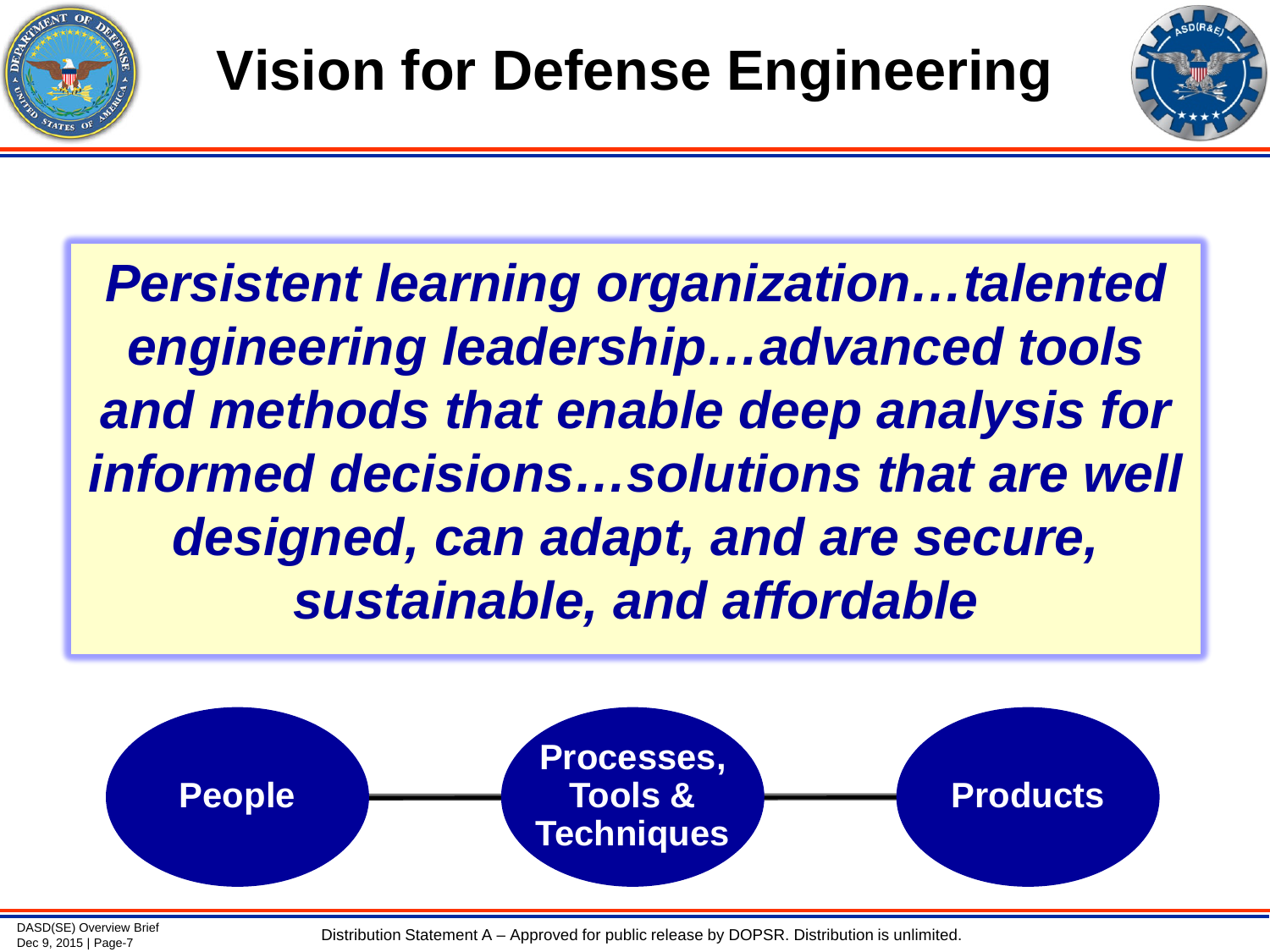# Vision for Defense Engineering

***Persistent learning organization…talented engineering leadership…advanced tools and methods that enable deep analysis for informed decisions…solutions that are well designed, can adapt, and are secure, sustainable, and affordable***

**People** — **Processes, Tools & Techniques** — **Products**

Distribution Statement A – Approved for public release by DOPSR. Distribution is unlimited.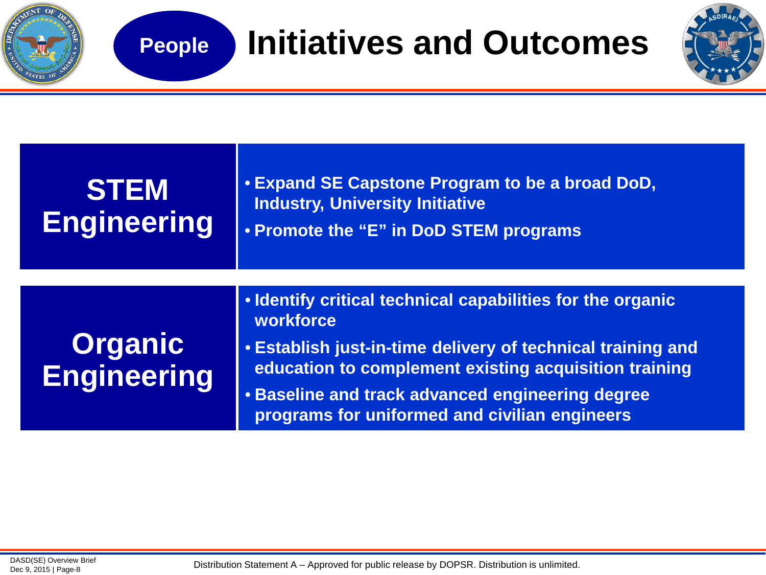# People: Initiatives and Outcomes

## STEM Engineering

- **Expand SE Capstone Program to be a broad DoD, Industry, University Initiative**
- **Promote the "E" in DoD STEM programs**

## Organic Engineering

- **Identify critical technical capabilities for the organic workforce**
- **Establish just-in-time delivery of technical training and education to complement existing acquisition training**
- **Baseline and track advanced engineering degree programs for uniformed and civilian engineers**

Distribution Statement A – Approved for public release by DOPSR. Distribution is unlimited.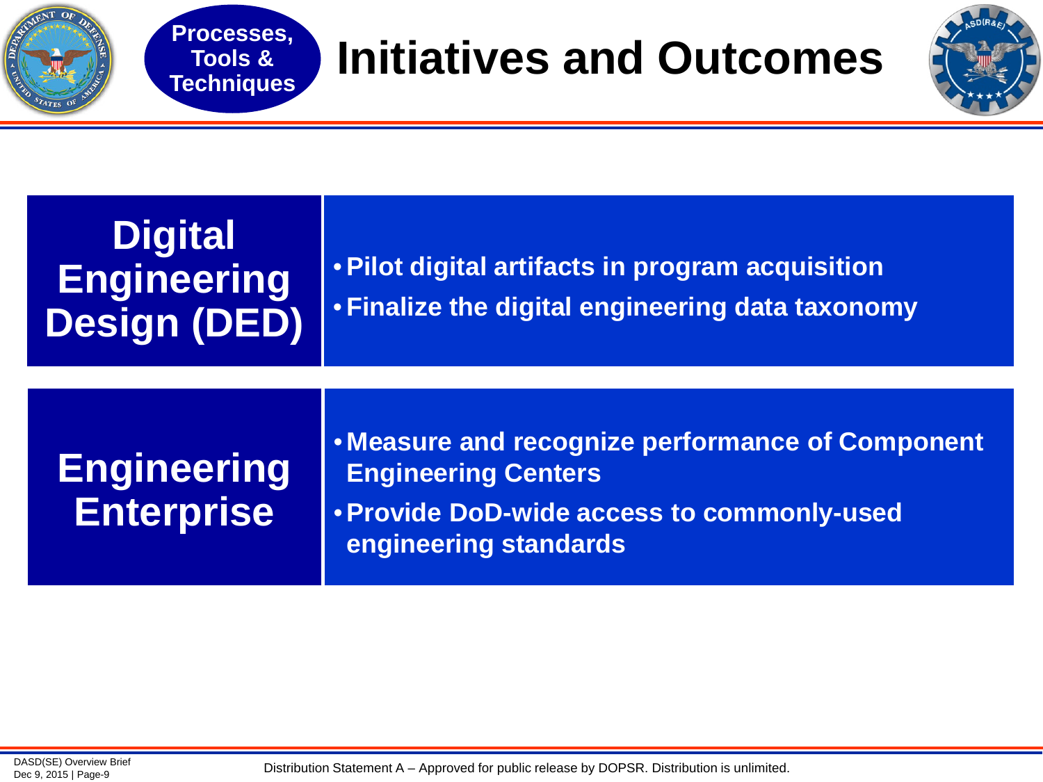# Initiatives and Outcomes

**Processes, Tools & Techniques**

## Digital Engineering Design (DED)

- **Pilot digital artifacts in program acquisition**
- **Finalize the digital engineering data taxonomy**

## Engineering Enterprise

- **Measure and recognize performance of Component Engineering Centers**
- **Provide DoD-wide access to commonly-used engineering standards**

Distribution Statement A – Approved for public release by DOPSR. Distribution is unlimited.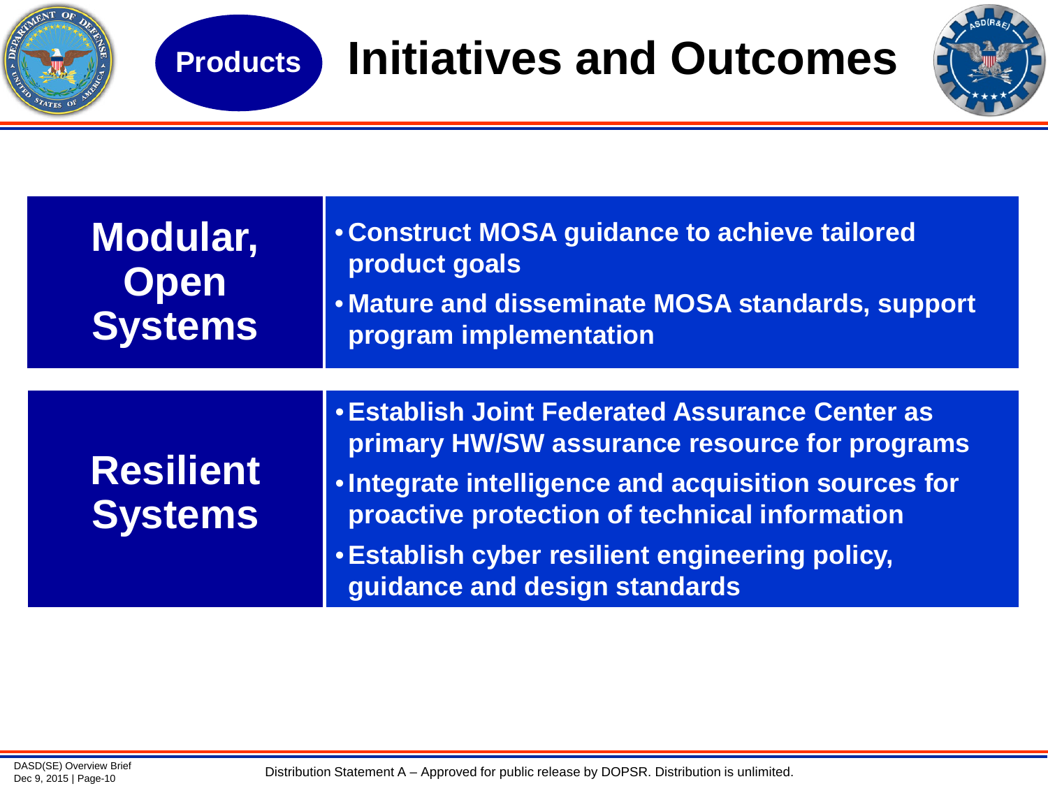# Products — Initiatives and Outcomes

| | |
|---|---|
| **Modular, Open Systems** | • Construct MOSA guidance to achieve tailored product goals<br>• Mature and disseminate MOSA standards, support program implementation |
| **Resilient Systems** | • Establish Joint Federated Assurance Center as primary HW/SW assurance resource for programs<br>• Integrate intelligence and acquisition sources for proactive protection of technical information<br>• Establish cyber resilient engineering policy, guidance and design standards |

Distribution Statement A – Approved for public release by DOPSR. Distribution is unlimited.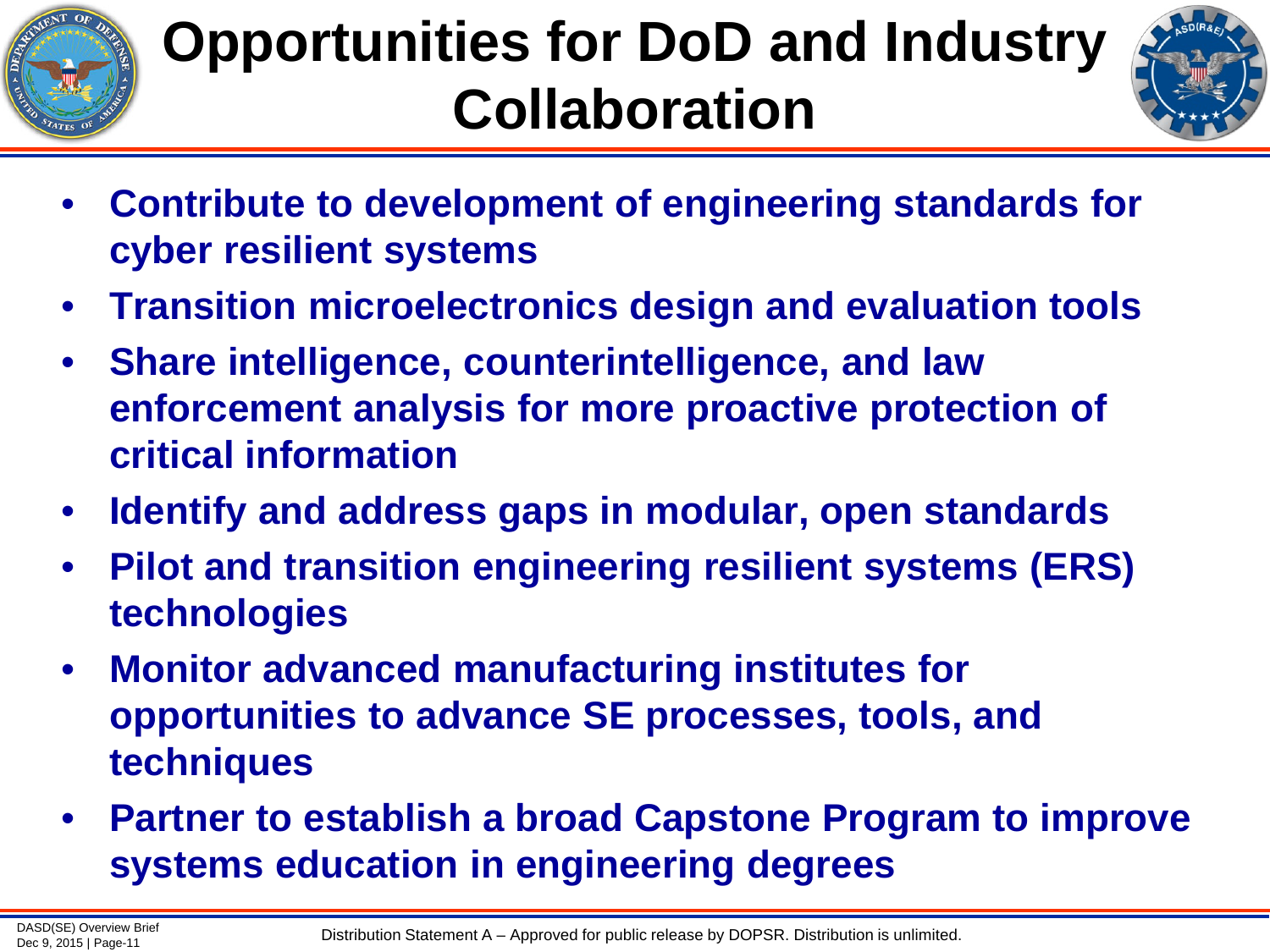# Opportunities for DoD and Industry Collaboration

- Contribute to development of engineering standards for cyber resilient systems
- Transition microelectronics design and evaluation tools
- Share intelligence, counterintelligence, and law enforcement analysis for more proactive protection of critical information
- Identify and address gaps in modular, open standards
- Pilot and transition engineering resilient systems (ERS) technologies
- Monitor advanced manufacturing institutes for opportunities to advance SE processes, tools, and techniques
- Partner to establish a broad Capstone Program to improve systems education in engineering degrees

Distribution Statement A – Approved for public release by DOPSR. Distribution is unlimited.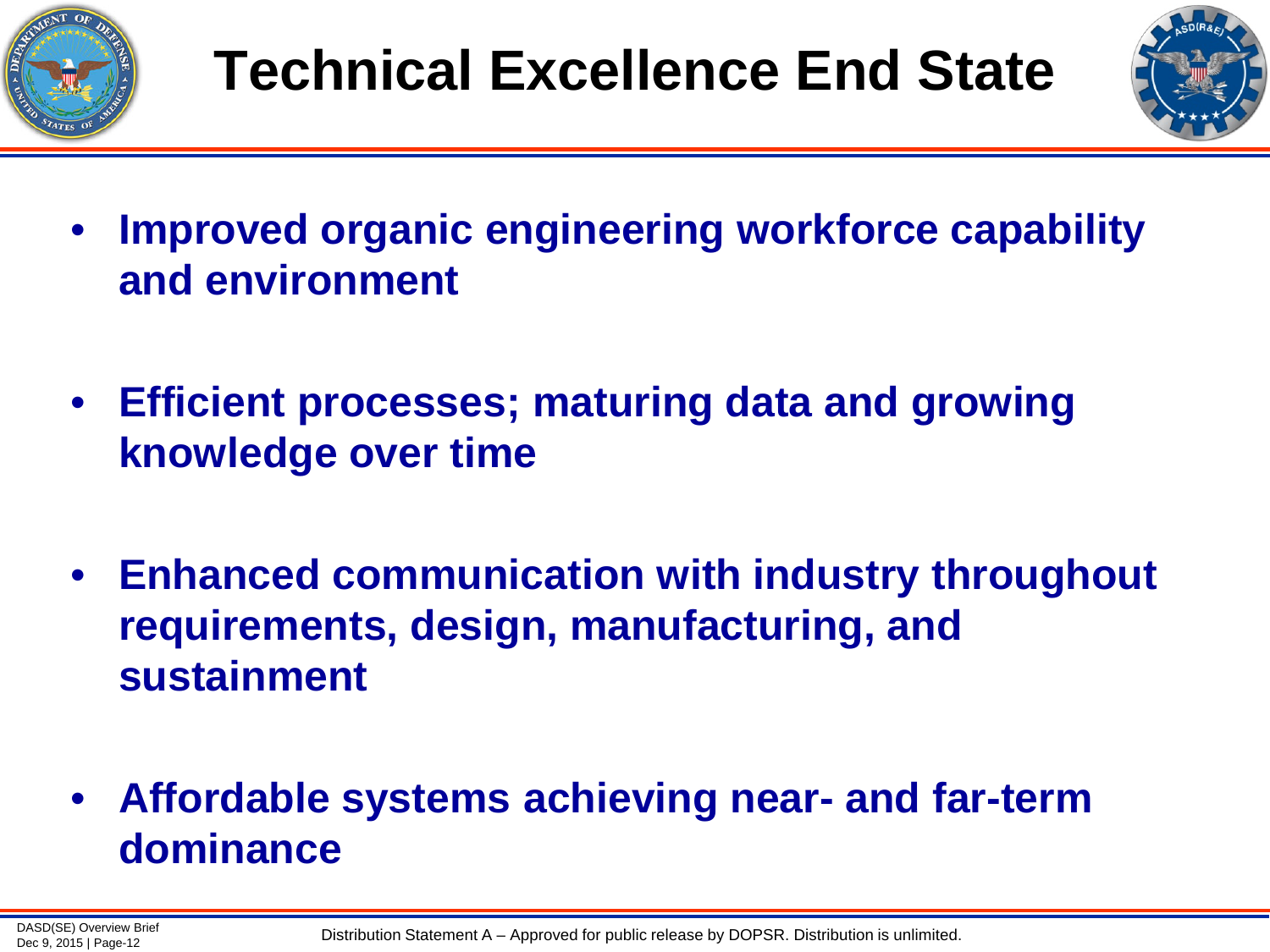# Technical Excellence End State

- **Improved organic engineering workforce capability and environment**
- **Efficient processes; maturing data and growing knowledge over time**
- **Enhanced communication with industry throughout requirements, design, manufacturing, and sustainment**
- **Affordable systems achieving near- and far-term dominance**

Distribution Statement A – Approved for public release by DOPSR. Distribution is unlimited.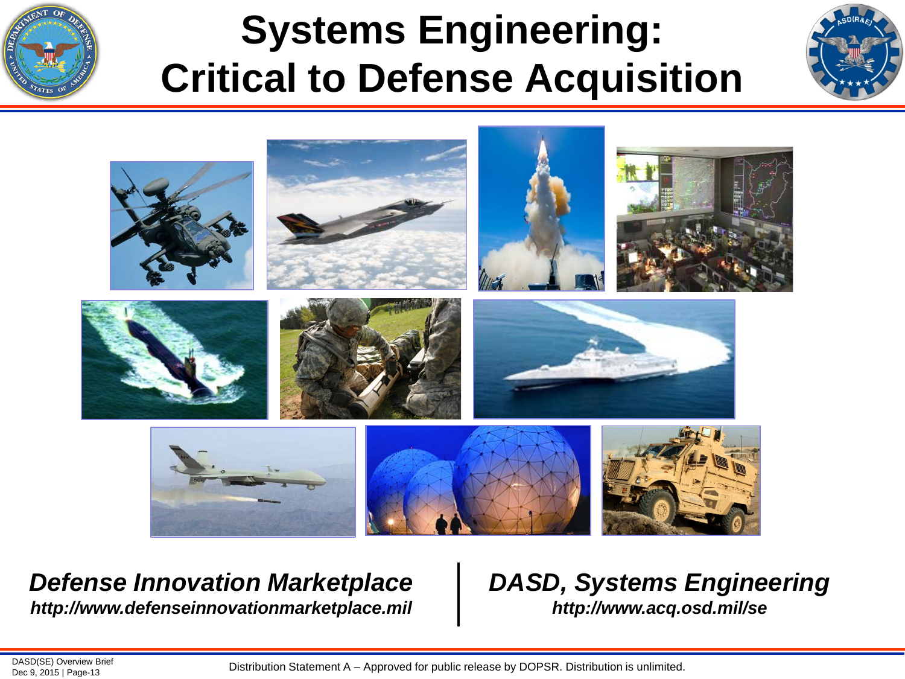# Systems Engineering: Critical to Defense Acquisition

***Defense Innovation Marketplace***
***http://www.defenseinnovationmarketplace.mil***

***DASD, Systems Engineering***
***http://www.acq.osd.mil/se***

Distribution Statement A – Approved for public release by DOPSR. Distribution is unlimited.